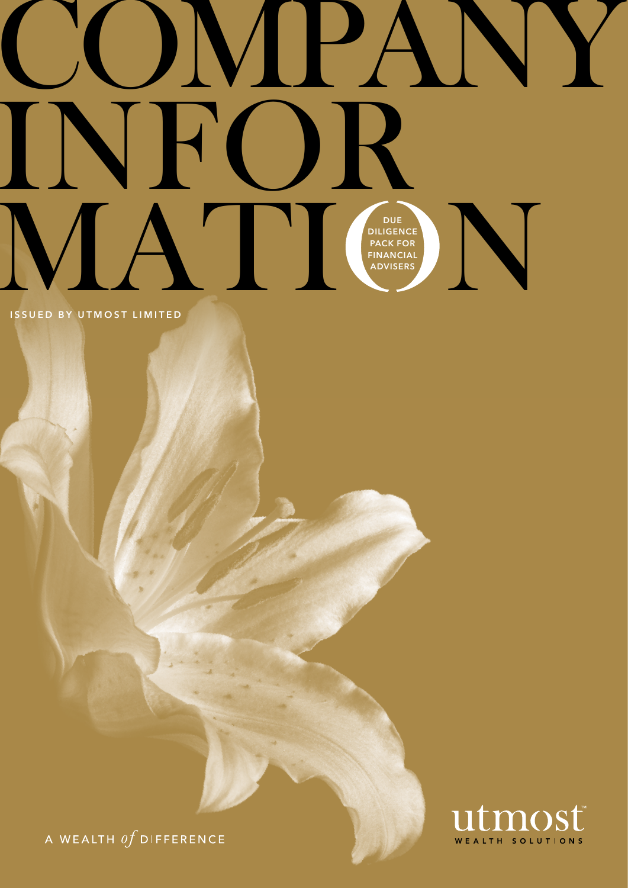# COMPANY INFORMATION

DUE DILIGENCE PACK FOR FINANCIAL ADVISERS

ISSUED BY UTMOST LIMITED

A WEALTH *of* DIFFERENCE

utmost™
WEALTH SOLUTIONS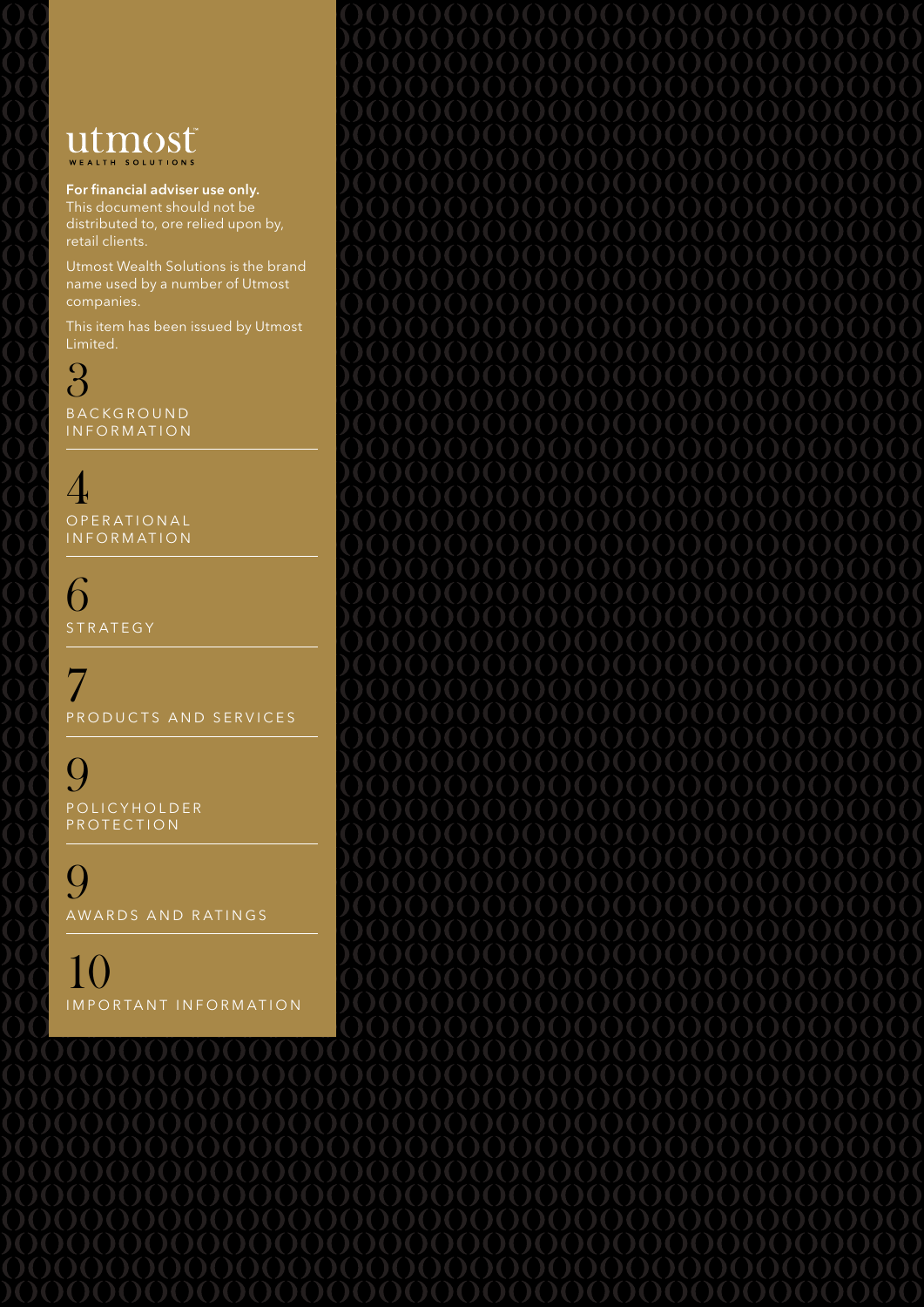utmost
WEALTH SOLUTIONS

**For financial adviser use only.**
This document should not be distributed to, ore relied upon by, retail clients.

Utmost Wealth Solutions is the brand name used by a number of Utmost companies.

This item has been issued by Utmost Limited.

3 BACKGROUND INFORMATION

4 OPERATIONAL INFORMATION

6 STRATEGY

7 PRODUCTS AND SERVICES

9 POLICYHOLDER PROTECTION

9 AWARDS AND RATINGS

10 IMPORTANT INFORMATION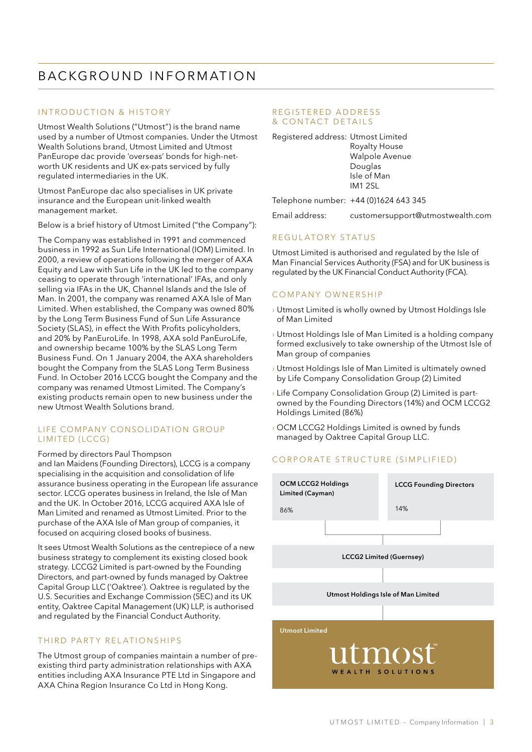# BACKGROUND INFORMATION

## INTRODUCTION & HISTORY

Utmost Wealth Solutions ("Utmost") is the brand name used by a number of Utmost companies. Under the Utmost Wealth Solutions brand, Utmost Limited and Utmost PanEurope dac provide 'overseas' bonds for high-net-worth UK residents and UK ex-pats serviced by fully regulated intermediaries in the UK.

Utmost PanEurope dac also specialises in UK private insurance and the European unit-linked wealth management market.

Below is a brief history of Utmost Limited ("the Company"):

The Company was established in 1991 and commenced business in 1992 as Sun Life International (IOM) Limited. In 2000, a review of operations following the merger of AXA Equity and Law with Sun Life in the UK led to the company ceasing to operate through 'international' IFAs, and only selling via IFAs in the UK, Channel Islands and the Isle of Man. In 2001, the company was renamed AXA Isle of Man Limited. When established, the Company was owned 80% by the Long Term Business Fund of Sun Life Assurance Society (SLAS), in effect the With Profits policyholders, and 20% by PanEuroLife. In 1998, AXA sold PanEuroLife, and ownership became 100% by the SLAS Long Term Business Fund. On 1 January 2004, the AXA shareholders bought the Company from the SLAS Long Term Business Fund. In October 2016 LCCG bought the Company and the company was renamed Utmost Limited. The Company's existing products remain open to new business under the new Utmost Wealth Solutions brand.

## LIFE COMPANY CONSOLIDATION GROUP LIMITED (LCCG)

Formed by directors Paul Thompson and Ian Maidens (Founding Directors), LCCG is a company specialising in the acquisition and consolidation of life assurance business operating in the European life assurance sector. LCCG operates business in Ireland, the Isle of Man and the UK. In October 2016, LCCG acquired AXA Isle of Man Limited and renamed as Utmost Limited. Prior to the purchase of the AXA Isle of Man group of companies, it focused on acquiring closed books of business.

It sees Utmost Wealth Solutions as the centrepiece of a new business strategy to complement its existing closed book strategy. LCCG2 Limited is part-owned by the Founding Directors, and part-owned by funds managed by Oaktree Capital Group LLC ('Oaktree'). Oaktree is regulated by the U.S. Securities and Exchange Commission (SEC) and its UK entity, Oaktree Capital Management (UK) LLP, is authorised and regulated by the Financial Conduct Authority.

## THIRD PARTY RELATIONSHIPS

The Utmost group of companies maintain a number of pre-existing third party administration relationships with AXA entities including AXA Insurance PTE Ltd in Singapore and AXA China Region Insurance Co Ltd in Hong Kong.

## REGISTERED ADDRESS & CONTACT DETAILS

Registered address: Utmost Limited
Royalty House
Walpole Avenue
Douglas
Isle of Man
IM1 2SL

Telephone number: +44 (0)1624 643 345

Email address: customersupport@utmostwealth.com

## REGULATORY STATUS

Utmost Limited is authorised and regulated by the Isle of Man Financial Services Authority (FSA) and for UK business is regulated by the UK Financial Conduct Authority (FCA).

## COMPANY OWNERSHIP

- Utmost Limited is wholly owned by Utmost Holdings Isle of Man Limited
- Utmost Holdings Isle of Man Limited is a holding company formed exclusively to take ownership of the Utmost Isle of Man group of companies
- Utmost Holdings Isle of Man Limited is ultimately owned by Life Company Consolidation Group (2) Limited
- Life Company Consolidation Group (2) Limited is part-owned by the Founding Directors (14%) and OCM LCCG2 Holdings Limited (86%)
- OCM LCCG2 Holdings Limited is owned by funds managed by Oaktree Capital Group LLC.

## CORPORATE STRUCTURE (SIMPLIFIED)

**OCM LCCG2 Holdings Limited (Cayman)** – 86%

**LCCG Founding Directors** – 14%

**LCCG2 Limited (Guernsey)**

**Utmost Holdings Isle of Man Limited**

**Utmost Limited**

utmost™ WEALTH SOLUTIONS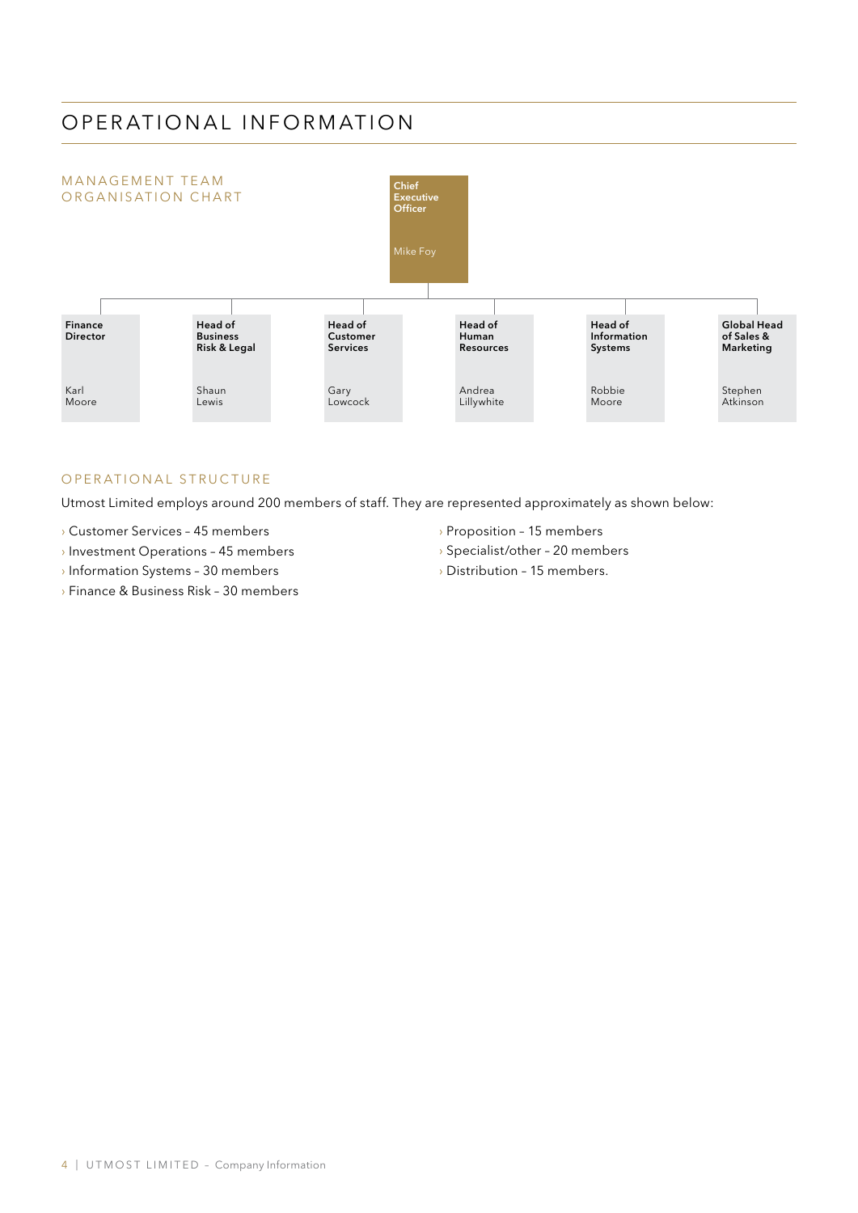# OPERATIONAL INFORMATION

## MANAGEMENT TEAM ORGANISATION CHART

**Chief Executive Officer**
Mike Foy

- **Finance Director** – Karl Moore
- **Head of Business Risk & Legal** – Shaun Lewis
- **Head of Customer Services** – Gary Lowcock
- **Head of Human Resources** – Andrea Lillywhite
- **Head of Information Systems** – Robbie Moore
- **Global Head of Sales & Marketing** – Stephen Atkinson

## OPERATIONAL STRUCTURE

Utmost Limited employs around 200 members of staff. They are represented approximately as shown below:

- Customer Services – 45 members
- Investment Operations – 45 members
- Information Systems – 30 members
- Finance & Business Risk – 30 members
- Proposition – 15 members
- Specialist/other – 20 members
- Distribution – 15 members.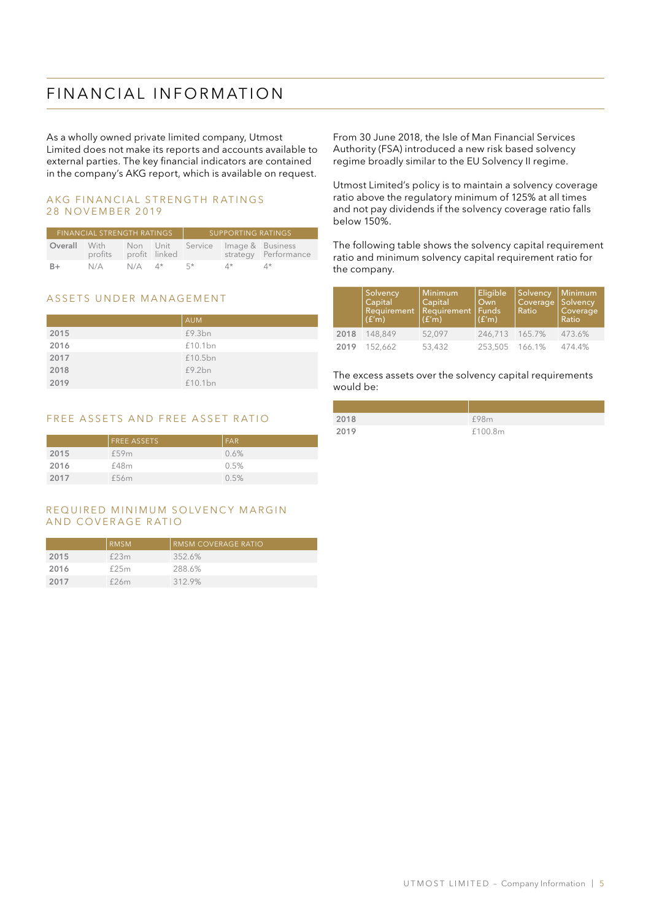# FINANCIAL INFORMATION

As a wholly owned private limited company, Utmost Limited does not make its reports and accounts available to external parties. The key financial indicators are contained in the company's AKG report, which is available on request.

## AKG FINANCIAL STRENGTH RATINGS 28 NOVEMBER 2019

| FINANCIAL STRENGTH RATINGS | | | | SUPPORTING RATINGS | | |
|---|---|---|---|---|---|---|
| Overall | With profits | Non profit | Unit linked | Service | Image & strategy | Business Performance |
| B+ | N/A | N/A | 4* | 5* | 4* | 4* |

## ASSETS UNDER MANAGEMENT

| | AUM |
|---|---|
| 2015 | £9.3bn |
| 2016 | £10.1bn |
| 2017 | £10.5bn |
| 2018 | £9.2bn |
| 2019 | £10.1bn |

## FREE ASSETS AND FREE ASSET RATIO

| | FREE ASSETS | FAR |
|---|---|---|
| 2015 | £59m | 0.6% |
| 2016 | £48m | 0.5% |
| 2017 | £56m | 0.5% |

## REQUIRED MINIMUM SOLVENCY MARGIN AND COVERAGE RATIO

| | RMSM | RMSM COVERAGE RATIO |
|---|---|---|
| 2015 | £23m | 352.6% |
| 2016 | £25m | 288.6% |
| 2017 | £26m | 312.9% |

From 30 June 2018, the Isle of Man Financial Services Authority (FSA) introduced a new risk based solvency regime broadly similar to the EU Solvency II regime.

Utmost Limited's policy is to maintain a solvency coverage ratio above the regulatory minimum of 125% at all times and not pay dividends if the solvency coverage ratio falls below 150%.

The following table shows the solvency capital requirement ratio and minimum solvency capital requirement ratio for the company.

| | Solvency Capital Requirement (£'m) | Minimum Capital Requirement (£'m) | Eligible Own Funds (£'m) | Solvency Coverage Ratio | Minimum Solvency Coverage Ratio |
|---|---|---|---|---|---|
| 2018 | 148,849 | 52,097 | 246,713 | 165.7% | 473.6% |
| 2019 | 152,662 | 53,432 | 253,505 | 166.1% | 474.4% |

The excess assets over the solvency capital requirements would be:

| | |
|---|---|
| 2018 | £98m |
| 2019 | £100.8m |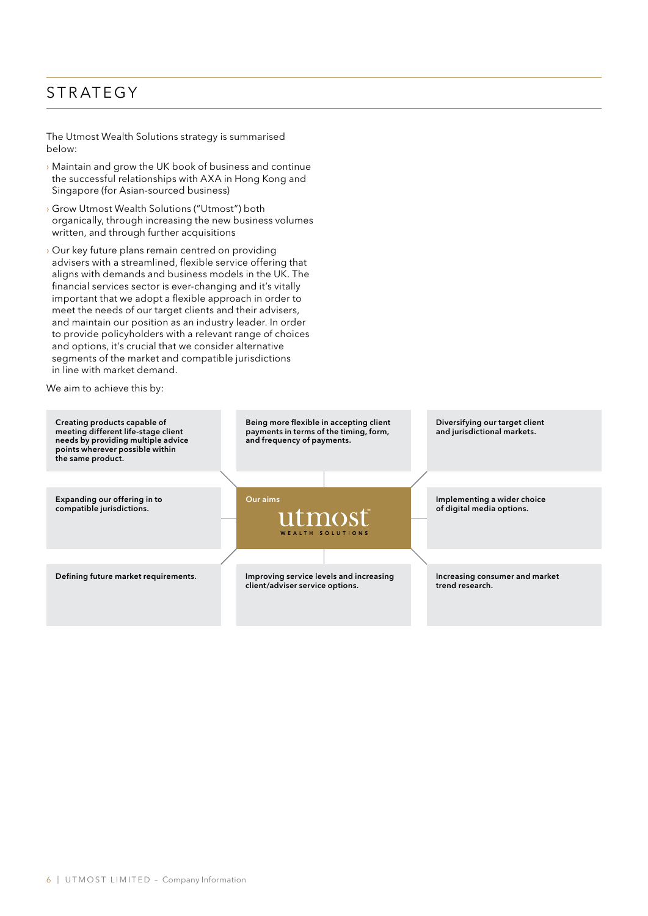# STRATEGY

The Utmost Wealth Solutions strategy is summarised below:

- Maintain and grow the UK book of business and continue the successful relationships with AXA in Hong Kong and Singapore (for Asian-sourced business)
- Grow Utmost Wealth Solutions ("Utmost") both organically, through increasing the new business volumes written, and through further acquisitions
- Our key future plans remain centred on providing advisers with a streamlined, flexible service offering that aligns with demands and business models in the UK. The financial services sector is ever-changing and it's vitally important that we adopt a flexible approach in order to meet the needs of our target clients and their advisers, and maintain our position as an industry leader. In order to provide policyholders with a relevant range of choices and options, it's crucial that we consider alternative segments of the market and compatible jurisdictions in line with market demand.

We aim to achieve this by:

Our aims – utmost WEALTH SOLUTIONS

- **Creating products capable of meeting different life-stage client needs by providing multiple advice points wherever possible within the same product.**
- **Being more flexible in accepting client payments in terms of the timing, form, and frequency of payments.**
- **Diversifying our target client and jurisdictional markets.**
- **Expanding our offering in to compatible jurisdictions.**
- **Implementing a wider choice of digital media options.**
- **Defining future market requirements.**
- **Improving service levels and increasing client/adviser service options.**
- **Increasing consumer and market trend research.**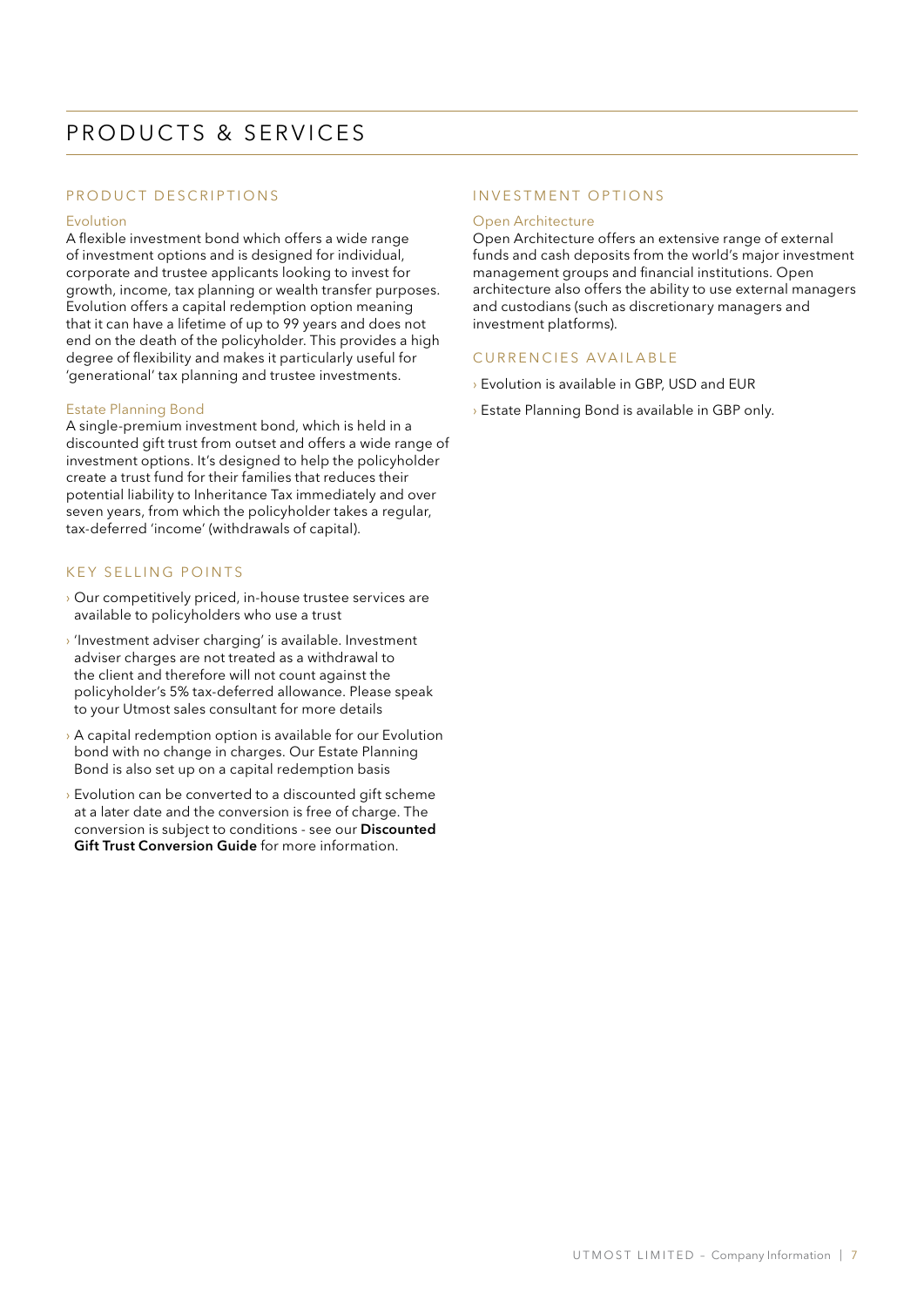# PRODUCTS & SERVICES

## PRODUCT DESCRIPTIONS

### Evolution

A flexible investment bond which offers a wide range of investment options and is designed for individual, corporate and trustee applicants looking to invest for growth, income, tax planning or wealth transfer purposes. Evolution offers a capital redemption option meaning that it can have a lifetime of up to 99 years and does not end on the death of the policyholder. This provides a high degree of flexibility and makes it particularly useful for 'generational' tax planning and trustee investments.

### Estate Planning Bond

A single-premium investment bond, which is held in a discounted gift trust from outset and offers a wide range of investment options. It's designed to help the policyholder create a trust fund for their families that reduces their potential liability to Inheritance Tax immediately and over seven years, from which the policyholder takes a regular, tax-deferred 'income' (withdrawals of capital).

## KEY SELLING POINTS

- Our competitively priced, in-house trustee services are available to policyholders who use a trust
- 'Investment adviser charging' is available. Investment adviser charges are not treated as a withdrawal to the client and therefore will not count against the policyholder's 5% tax-deferred allowance. Please speak to your Utmost sales consultant for more details
- A capital redemption option is available for our Evolution bond with no change in charges. Our Estate Planning Bond is also set up on a capital redemption basis
- Evolution can be converted to a discounted gift scheme at a later date and the conversion is free of charge. The conversion is subject to conditions - see our **Discounted Gift Trust Conversion Guide** for more information.

## INVESTMENT OPTIONS

### Open Architecture

Open Architecture offers an extensive range of external funds and cash deposits from the world's major investment management groups and financial institutions. Open architecture also offers the ability to use external managers and custodians (such as discretionary managers and investment platforms).

## CURRENCIES AVAILABLE

- Evolution is available in GBP, USD and EUR
- Estate Planning Bond is available in GBP only.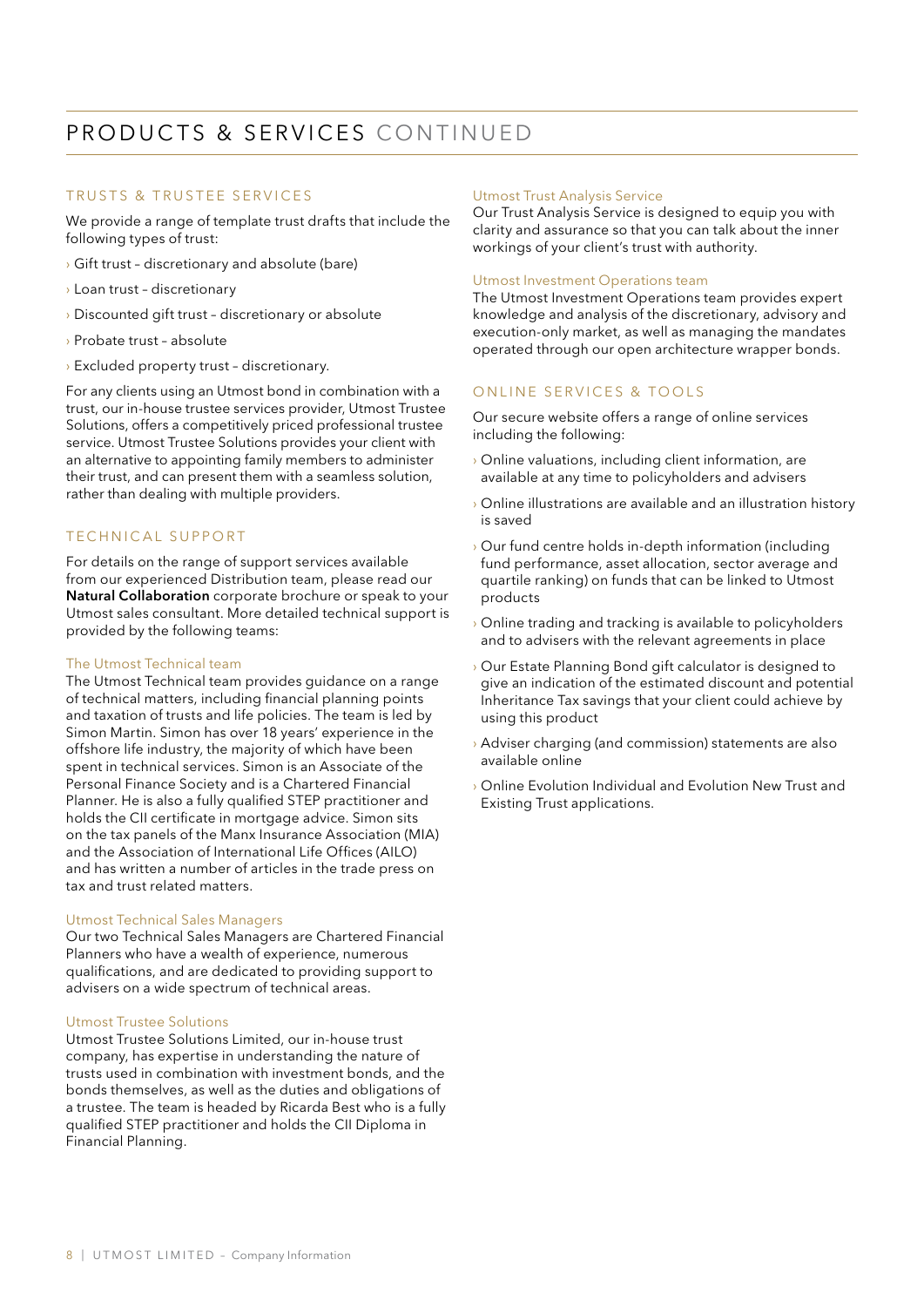# PRODUCTS & SERVICES CONTINUED

## TRUSTS & TRUSTEE SERVICES

We provide a range of template trust drafts that include the following types of trust:

- Gift trust – discretionary and absolute (bare)
- Loan trust – discretionary
- Discounted gift trust – discretionary or absolute
- Probate trust – absolute
- Excluded property trust – discretionary.

For any clients using an Utmost bond in combination with a trust, our in-house trustee services provider, Utmost Trustee Solutions, offers a competitively priced professional trustee service. Utmost Trustee Solutions provides your client with an alternative to appointing family members to administer their trust, and can present them with a seamless solution, rather than dealing with multiple providers.

## TECHNICAL SUPPORT

For details on the range of support services available from our experienced Distribution team, please read our **Natural Collaboration** corporate brochure or speak to your Utmost sales consultant. More detailed technical support is provided by the following teams:

### The Utmost Technical team

The Utmost Technical team provides guidance on a range of technical matters, including financial planning points and taxation of trusts and life policies. The team is led by Simon Martin. Simon has over 18 years' experience in the offshore life industry, the majority of which have been spent in technical services. Simon is an Associate of the Personal Finance Society and is a Chartered Financial Planner. He is also a fully qualified STEP practitioner and holds the CII certificate in mortgage advice. Simon sits on the tax panels of the Manx Insurance Association (MIA) and the Association of International Life Offices (AILO) and has written a number of articles in the trade press on tax and trust related matters.

### Utmost Technical Sales Managers

Our two Technical Sales Managers are Chartered Financial Planners who have a wealth of experience, numerous qualifications, and are dedicated to providing support to advisers on a wide spectrum of technical areas.

### Utmost Trustee Solutions

Utmost Trustee Solutions Limited, our in-house trust company, has expertise in understanding the nature of trusts used in combination with investment bonds, and the bonds themselves, as well as the duties and obligations of a trustee. The team is headed by Ricarda Best who is a fully qualified STEP practitioner and holds the CII Diploma in Financial Planning.

### Utmost Trust Analysis Service

Our Trust Analysis Service is designed to equip you with clarity and assurance so that you can talk about the inner workings of your client's trust with authority.

### Utmost Investment Operations team

The Utmost Investment Operations team provides expert knowledge and analysis of the discretionary, advisory and execution-only market, as well as managing the mandates operated through our open architecture wrapper bonds.

## ONLINE SERVICES & TOOLS

Our secure website offers a range of online services including the following:

- Online valuations, including client information, are available at any time to policyholders and advisers
- Online illustrations are available and an illustration history is saved
- Our fund centre holds in-depth information (including fund performance, asset allocation, sector average and quartile ranking) on funds that can be linked to Utmost products
- Online trading and tracking is available to policyholders and to advisers with the relevant agreements in place
- Our Estate Planning Bond gift calculator is designed to give an indication of the estimated discount and potential Inheritance Tax savings that your client could achieve by using this product
- Adviser charging (and commission) statements are also available online
- Online Evolution Individual and Evolution New Trust and Existing Trust applications.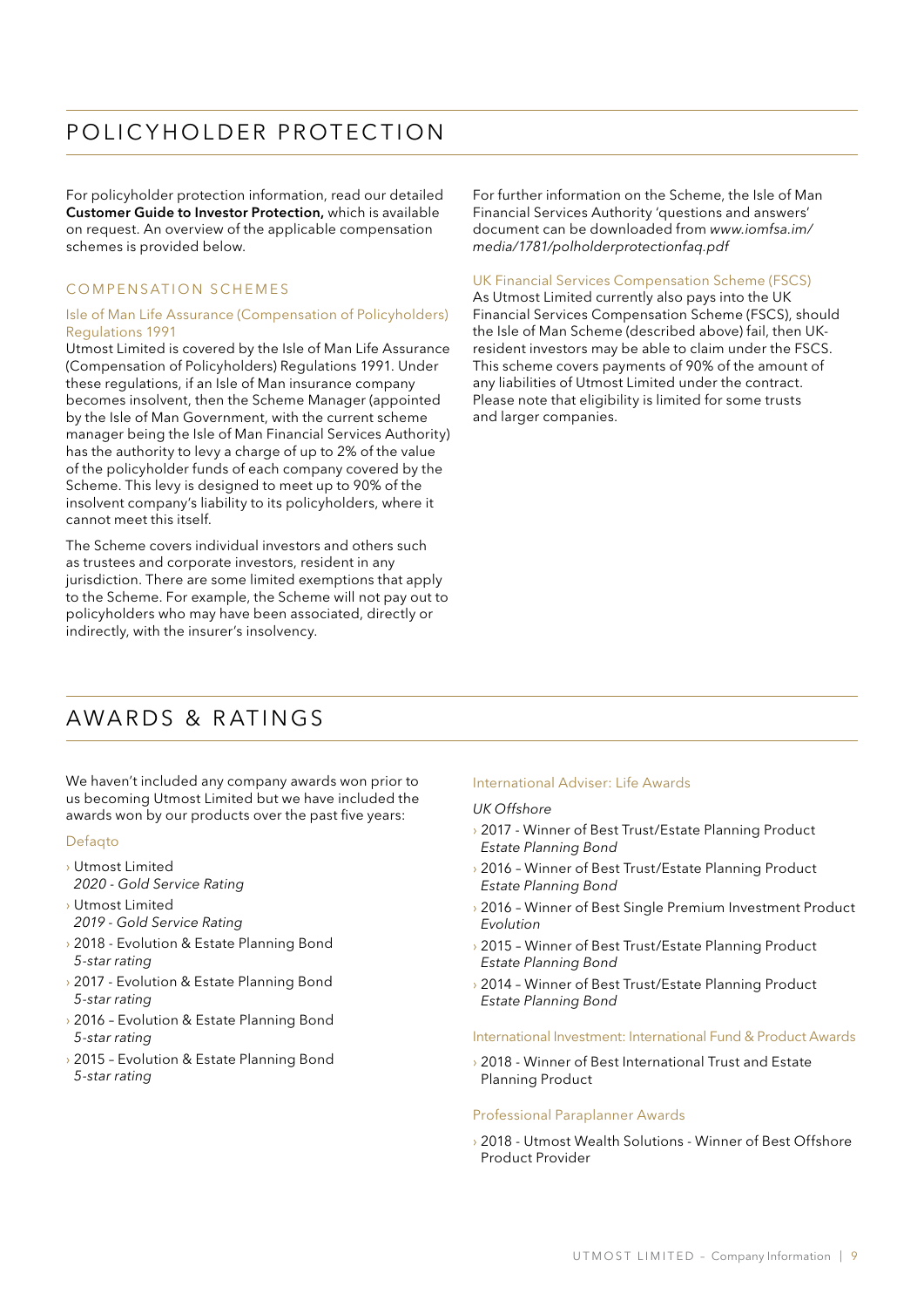# POLICYHOLDER PROTECTION

For policyholder protection information, read our detailed **Customer Guide to Investor Protection,** which is available on request. An overview of the applicable compensation schemes is provided below.

## COMPENSATION SCHEMES

### Isle of Man Life Assurance (Compensation of Policyholders) Regulations 1991

Utmost Limited is covered by the Isle of Man Life Assurance (Compensation of Policyholders) Regulations 1991. Under these regulations, if an Isle of Man insurance company becomes insolvent, then the Scheme Manager (appointed by the Isle of Man Government, with the current scheme manager being the Isle of Man Financial Services Authority) has the authority to levy a charge of up to 2% of the value of the policyholder funds of each company covered by the Scheme. This levy is designed to meet up to 90% of the insolvent company's liability to its policyholders, where it cannot meet this itself.

The Scheme covers individual investors and others such as trustees and corporate investors, resident in any jurisdiction. There are some limited exemptions that apply to the Scheme. For example, the Scheme will not pay out to policyholders who may have been associated, directly or indirectly, with the insurer's insolvency.

For further information on the Scheme, the Isle of Man Financial Services Authority 'questions and answers' document can be downloaded from *www.iomfsa.im/media/1781/polholderprotectionfaq.pdf*

### UK Financial Services Compensation Scheme (FSCS)

As Utmost Limited currently also pays into the UK Financial Services Compensation Scheme (FSCS), should the Isle of Man Scheme (described above) fail, then UK-resident investors may be able to claim under the FSCS. This scheme covers payments of 90% of the amount of any liabilities of Utmost Limited under the contract. Please note that eligibility is limited for some trusts and larger companies.

# AWARDS & RATINGS

We haven't included any company awards won prior to us becoming Utmost Limited but we have included the awards won by our products over the past five years:

### Defaqto

- Utmost Limited
  *2020 - Gold Service Rating*
- Utmost Limited
  *2019 - Gold Service Rating*
- 2018 - Evolution & Estate Planning Bond
  *5-star rating*
- 2017 - Evolution & Estate Planning Bond
  *5-star rating*
- 2016 – Evolution & Estate Planning Bond
  *5-star rating*
- 2015 – Evolution & Estate Planning Bond
  *5-star rating*

### International Adviser: Life Awards

*UK Offshore*

- 2017 - Winner of Best Trust/Estate Planning Product
  *Estate Planning Bond*
- 2016 – Winner of Best Trust/Estate Planning Product
  *Estate Planning Bond*
- 2016 – Winner of Best Single Premium Investment Product
  *Evolution*
- 2015 – Winner of Best Trust/Estate Planning Product
  *Estate Planning Bond*
- 2014 – Winner of Best Trust/Estate Planning Product
  *Estate Planning Bond*

### International Investment: International Fund & Product Awards

- 2018 - Winner of Best International Trust and Estate Planning Product

### Professional Paraplanner Awards

- 2018 - Utmost Wealth Solutions - Winner of Best Offshore Product Provider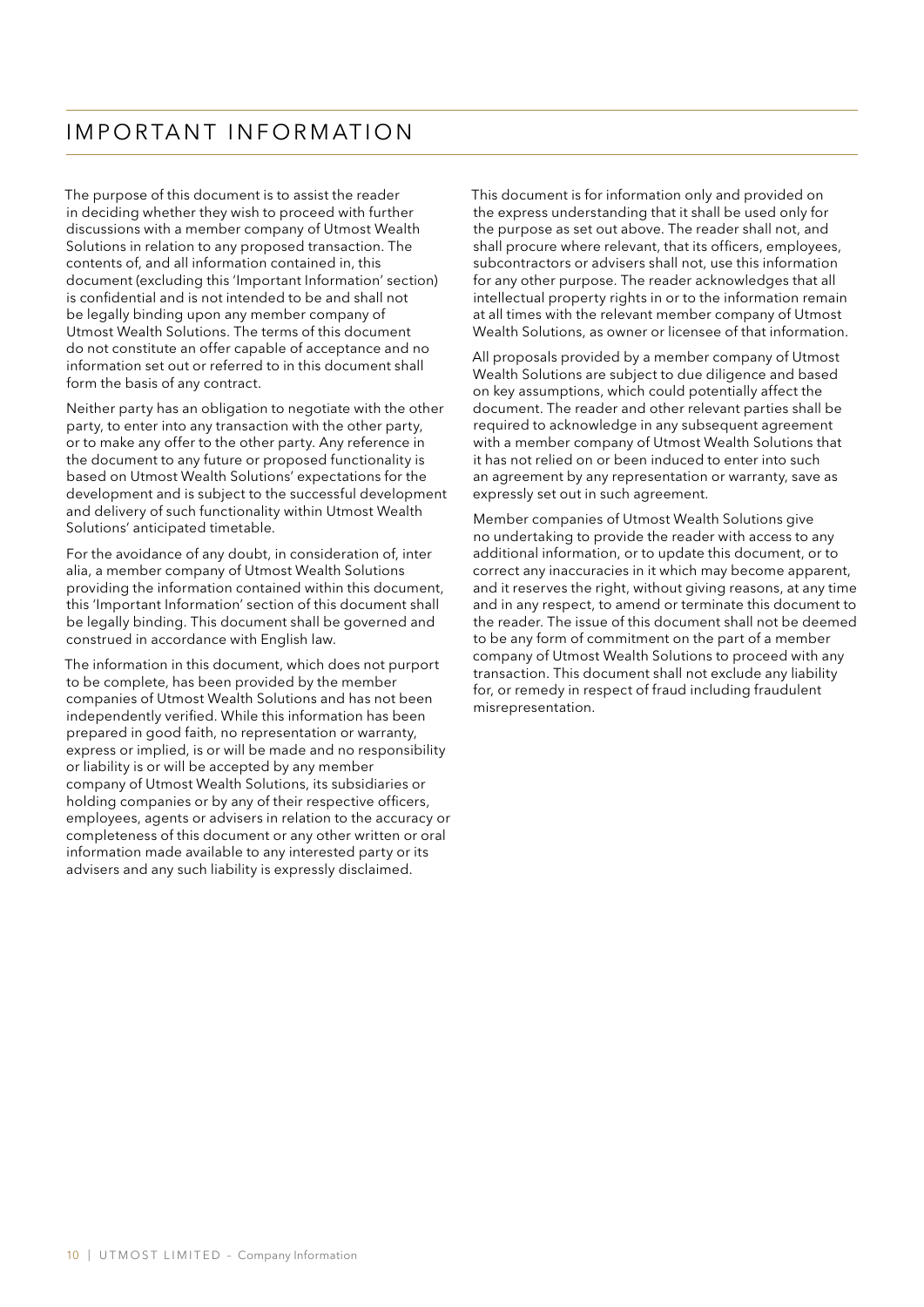# IMPORTANT INFORMATION

The purpose of this document is to assist the reader in deciding whether they wish to proceed with further discussions with a member company of Utmost Wealth Solutions in relation to any proposed transaction. The contents of, and all information contained in, this document (excluding this 'Important Information' section) is confidential and is not intended to be and shall not be legally binding upon any member company of Utmost Wealth Solutions. The terms of this document do not constitute an offer capable of acceptance and no information set out or referred to in this document shall form the basis of any contract.

Neither party has an obligation to negotiate with the other party, to enter into any transaction with the other party, or to make any offer to the other party. Any reference in the document to any future or proposed functionality is based on Utmost Wealth Solutions' expectations for the development and is subject to the successful development and delivery of such functionality within Utmost Wealth Solutions' anticipated timetable.

For the avoidance of any doubt, in consideration of, inter alia, a member company of Utmost Wealth Solutions providing the information contained within this document, this 'Important Information' section of this document shall be legally binding. This document shall be governed and construed in accordance with English law.

The information in this document, which does not purport to be complete, has been provided by the member companies of Utmost Wealth Solutions and has not been independently verified. While this information has been prepared in good faith, no representation or warranty, express or implied, is or will be made and no responsibility or liability is or will be accepted by any member company of Utmost Wealth Solutions, its subsidiaries or holding companies or by any of their respective officers, employees, agents or advisers in relation to the accuracy or completeness of this document or any other written or oral information made available to any interested party or its advisers and any such liability is expressly disclaimed.

This document is for information only and provided on the express understanding that it shall be used only for the purpose as set out above. The reader shall not, and shall procure where relevant, that its officers, employees, subcontractors or advisers shall not, use this information for any other purpose. The reader acknowledges that all intellectual property rights in or to the information remain at all times with the relevant member company of Utmost Wealth Solutions, as owner or licensee of that information.

All proposals provided by a member company of Utmost Wealth Solutions are subject to due diligence and based on key assumptions, which could potentially affect the document. The reader and other relevant parties shall be required to acknowledge in any subsequent agreement with a member company of Utmost Wealth Solutions that it has not relied on or been induced to enter into such an agreement by any representation or warranty, save as expressly set out in such agreement.

Member companies of Utmost Wealth Solutions give no undertaking to provide the reader with access to any additional information, or to update this document, or to correct any inaccuracies in it which may become apparent, and it reserves the right, without giving reasons, at any time and in any respect, to amend or terminate this document to the reader. The issue of this document shall not be deemed to be any form of commitment on the part of a member company of Utmost Wealth Solutions to proceed with any transaction. This document shall not exclude any liability for, or remedy in respect of fraud including fraudulent misrepresentation.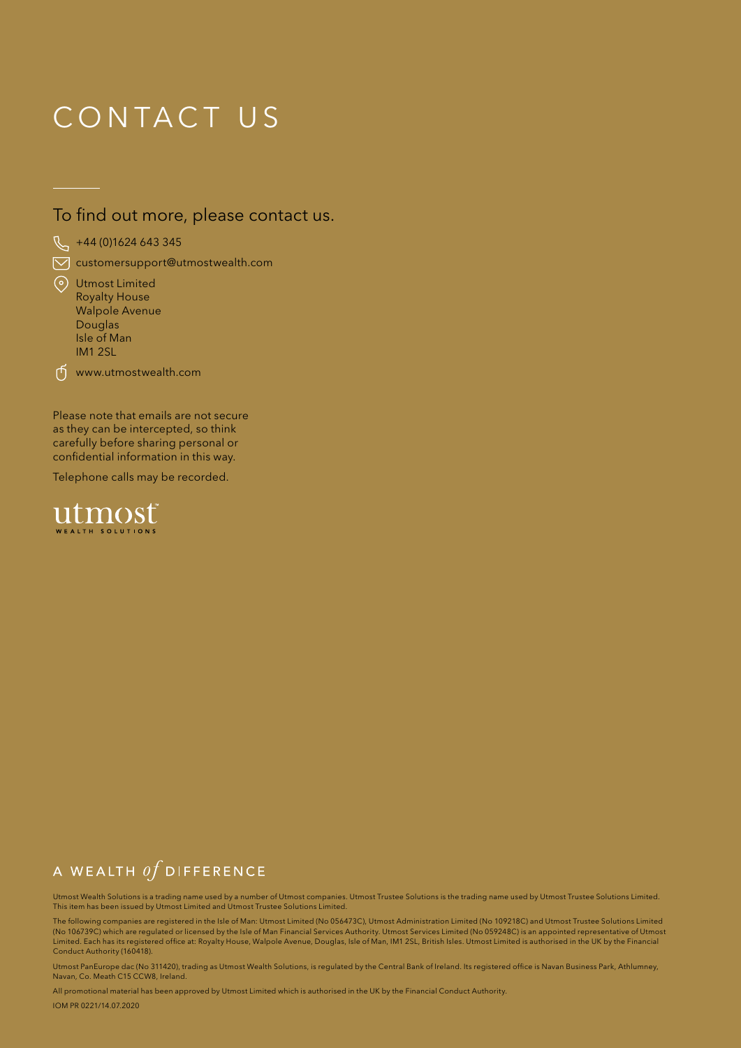# CONTACT US

## To find out more, please contact us.

+44 (0)1624 643 345

customersupport@utmostwealth.com

Utmost Limited
Royalty House
Walpole Avenue
Douglas
Isle of Man
IM1 2SL

www.utmostwealth.com

Please note that emails are not secure as they can be intercepted, so think carefully before sharing personal or confidential information in this way.

Telephone calls may be recorded.

utmost
WEALTH SOLUTIONS

A WEALTH *of* DIFFERENCE

Utmost Wealth Solutions is a trading name used by a number of Utmost companies. Utmost Trustee Solutions is the trading name used by Utmost Trustee Solutions Limited. This item has been issued by Utmost Limited and Utmost Trustee Solutions Limited.

The following companies are registered in the Isle of Man: Utmost Limited (No 056473C), Utmost Administration Limited (No 109218C) and Utmost Trustee Solutions Limited (No 106739C) which are regulated or licensed by the Isle of Man Financial Services Authority. Utmost Services Limited (No 059248C) is an appointed representative of Utmost Limited. Each has its registered office at: Royalty House, Walpole Avenue, Douglas, Isle of Man, IM1 2SL, British Isles. Utmost Limited is authorised in the UK by the Financial Conduct Authority (160418).

Utmost PanEurope dac (No 311420), trading as Utmost Wealth Solutions, is regulated by the Central Bank of Ireland. Its registered office is Navan Business Park, Athlumney, Navan, Co. Meath C15 CCW8, Ireland.

All promotional material has been approved by Utmost Limited which is authorised in the UK by the Financial Conduct Authority.

IOM PR 0221/14.07.2020